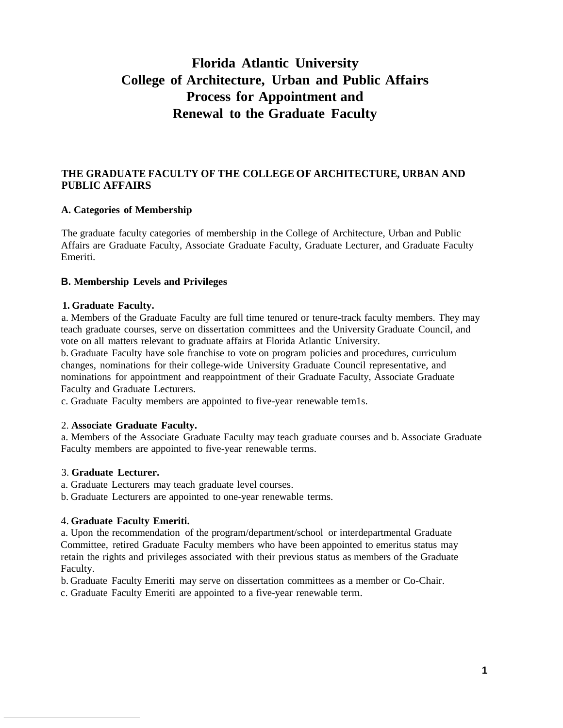# Florida Atlantic University
# College of Architecture, Urban and Public Affairs
# Process for Appointment and
# Renewal to the Graduate Faculty

## THE GRADUATE FACULTY OF THE COLLEGE OF ARCHITECTURE, URBAN AND PUBLIC AFFAIRS

### A. Categories of Membership

The graduate faculty categories of membership in the College of Architecture, Urban and Public Affairs are Graduate Faculty, Associate Graduate Faculty, Graduate Lecturer, and Graduate Faculty Emeriti.

### B. Membership Levels and Privileges

**1. Graduate Faculty.**

a. Members of the Graduate Faculty are full time tenured or tenure-track faculty members. They may teach graduate courses, serve on dissertation committees and the University Graduate Council, and vote on all matters relevant to graduate affairs at Florida Atlantic University.

b. Graduate Faculty have sole franchise to vote on program policies and procedures, curriculum changes, nominations for their college-wide University Graduate Council representative, and nominations for appointment and reappointment of their Graduate Faculty, Associate Graduate Faculty and Graduate Lecturers.

c. Graduate Faculty members are appointed to five-year renewable tem1s.

2. **Associate Graduate Faculty.**

a. Members of the Associate Graduate Faculty may teach graduate courses and b. Associate Graduate Faculty members are appointed to five-year renewable terms.

3. **Graduate Lecturer.**

a. Graduate Lecturers may teach graduate level courses.

b. Graduate Lecturers are appointed to one-year renewable terms.

4. **Graduate Faculty Emeriti.**

a. Upon the recommendation of the program/department/school or interdepartmental Graduate Committee, retired Graduate Faculty members who have been appointed to emeritus status may retain the rights and privileges associated with their previous status as members of the Graduate Faculty.

b. Graduate Faculty Emeriti may serve on dissertation committees as a member or Co-Chair.

c. Graduate Faculty Emeriti are appointed to a five-year renewable term.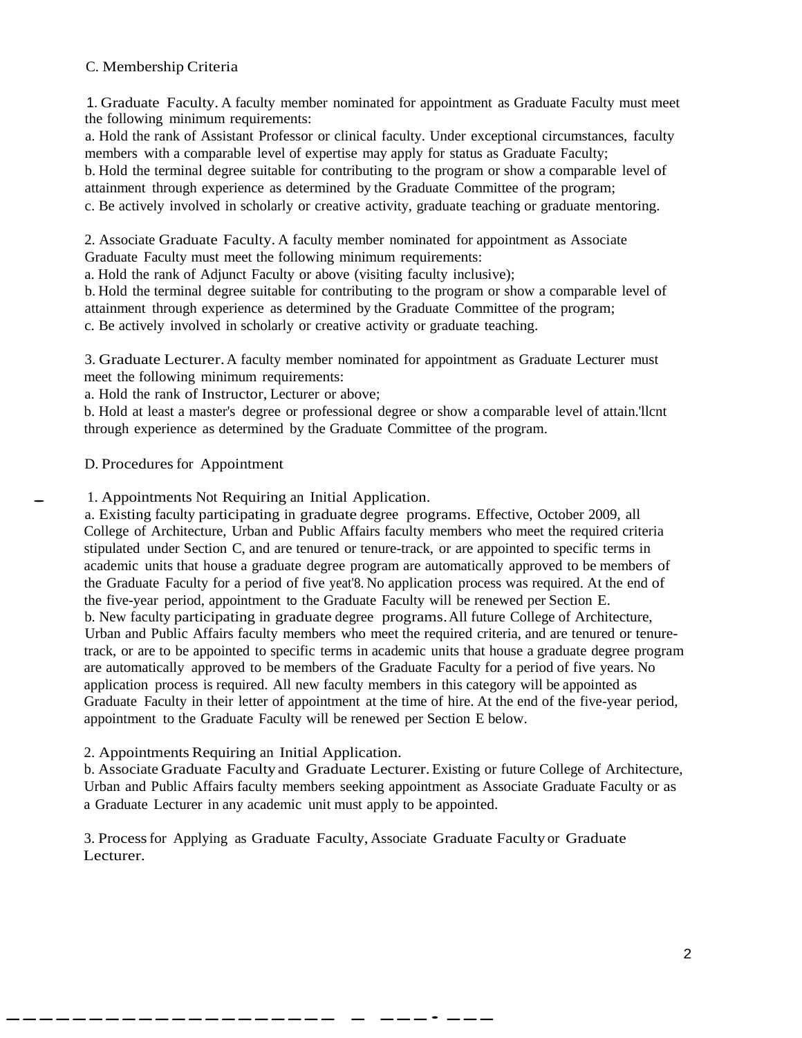### C. Membership Criteria

1. Graduate Faculty. A faculty member nominated for appointment as Graduate Faculty must meet the following minimum requirements:

a. Hold the rank of Assistant Professor or clinical faculty. Under exceptional circumstances, faculty members with a comparable level of expertise may apply for status as Graduate Faculty;

b. Hold the terminal degree suitable for contributing to the program or show a comparable level of attainment through experience as determined by the Graduate Committee of the program;

c. Be actively involved in scholarly or creative activity, graduate teaching or graduate mentoring.

2. Associate Graduate Faculty. A faculty member nominated for appointment as Associate Graduate Faculty must meet the following minimum requirements:

a. Hold the rank of Adjunct Faculty or above (visiting faculty inclusive);

b. Hold the terminal degree suitable for contributing to the program or show a comparable level of attainment through experience as determined by the Graduate Committee of the program;

c. Be actively involved in scholarly or creative activity or graduate teaching.

3. Graduate Lecturer. A faculty member nominated for appointment as Graduate Lecturer must meet the following minimum requirements:

a. Hold the rank of Instructor, Lecturer or above;

b. Hold at least a master's degree or professional degree or show a comparable level of attain.'llcnt through experience as determined by the Graduate Committee of the program.

### D. Procedures for Appointment

1. Appointments Not Requiring an Initial Application.

a. Existing faculty participating in graduate degree programs. Effective, October 2009, all College of Architecture, Urban and Public Affairs faculty members who meet the required criteria stipulated under Section C, and are tenured or tenure-track, or are appointed to specific terms in academic units that house a graduate degree program are automatically approved to be members of the Graduate Faculty for a period of five yeat'8. No application process was required. At the end of the five-year period, appointment to the Graduate Faculty will be renewed per Section E.

b. New faculty participating in graduate degree programs. All future College of Architecture, Urban and Public Affairs faculty members who meet the required criteria, and are tenured or tenure-track, or are to be appointed to specific terms in academic units that house a graduate degree program are automatically approved to be members of the Graduate Faculty for a period of five years. No application process is required. All new faculty members in this category will be appointed as Graduate Faculty in their letter of appointment at the time of hire. At the end of the five-year period, appointment to the Graduate Faculty will be renewed per Section E below.

2. Appointments Requiring an Initial Application.

b. Associate Graduate Faculty and Graduate Lecturer. Existing or future College of Architecture, Urban and Public Affairs faculty members seeking appointment as Associate Graduate Faculty or as a Graduate Lecturer in any academic unit must apply to be appointed.

3. Process for Applying as Graduate Faculty, Associate Graduate Faculty or Graduate Lecturer.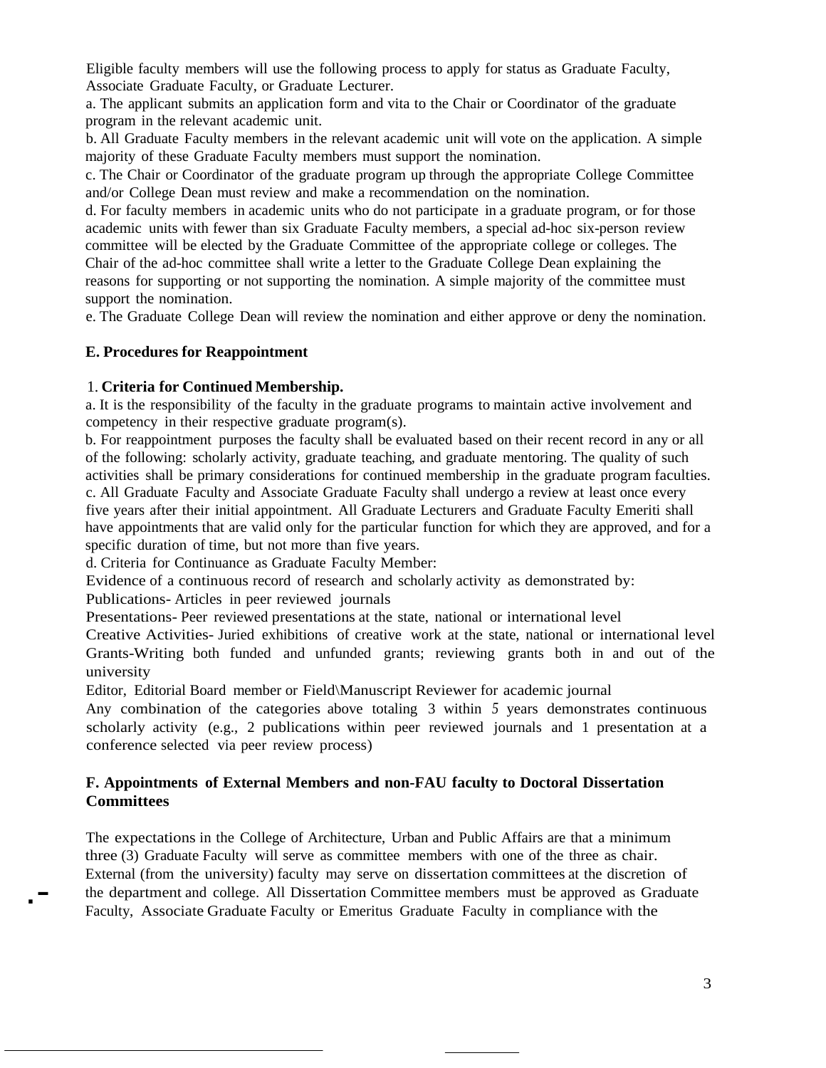Eligible faculty members will use the following process to apply for status as Graduate Faculty, Associate Graduate Faculty, or Graduate Lecturer.

a. The applicant submits an application form and vita to the Chair or Coordinator of the graduate program in the relevant academic unit.

b. All Graduate Faculty members in the relevant academic unit will vote on the application. A simple majority of these Graduate Faculty members must support the nomination.

c. The Chair or Coordinator of the graduate program up through the appropriate College Committee and/or College Dean must review and make a recommendation on the nomination.

d. For faculty members in academic units who do not participate in a graduate program, or for those academic units with fewer than six Graduate Faculty members, a special ad-hoc six-person review committee will be elected by the Graduate Committee of the appropriate college or colleges. The Chair of the ad-hoc committee shall write a letter to the Graduate College Dean explaining the reasons for supporting or not supporting the nomination. A simple majority of the committee must support the nomination.

e. The Graduate College Dean will review the nomination and either approve or deny the nomination.

## E. Procedures for Reappointment

### 1. Criteria for Continued Membership.

a. It is the responsibility of the faculty in the graduate programs to maintain active involvement and competency in their respective graduate program(s).

b. For reappointment purposes the faculty shall be evaluated based on their recent record in any or all of the following: scholarly activity, graduate teaching, and graduate mentoring. The quality of such activities shall be primary considerations for continued membership in the graduate program faculties.

c. All Graduate Faculty and Associate Graduate Faculty shall undergo a review at least once every five years after their initial appointment. All Graduate Lecturers and Graduate Faculty Emeriti shall have appointments that are valid only for the particular function for which they are approved, and for a specific duration of time, but not more than five years.

d. Criteria for Continuance as Graduate Faculty Member:

Evidence of a continuous record of research and scholarly activity as demonstrated by:

Publications- Articles in peer reviewed journals

Presentations- Peer reviewed presentations at the state, national or international level

Creative Activities- Juried exhibitions of creative work at the state, national or international level

Grants-Writing both funded and unfunded grants; reviewing grants both in and out of the university

Editor, Editorial Board member or Field\Manuscript Reviewer for academic journal

Any combination of the categories above totaling 3 within *5* years demonstrates continuous scholarly activity (e.g., 2 publications within peer reviewed journals and 1 presentation at a conference selected via peer review process)

## F. Appointments of External Members and non-FAU faculty to Doctoral Dissertation Committees

The expectations in the College of Architecture, Urban and Public Affairs are that a minimum three (3) Graduate Faculty will serve as committee members with one of the three as chair. External (from the university) faculty may serve on dissertation committees at the discretion of the department and college. All Dissertation Committee members must be approved as Graduate Faculty, Associate Graduate Faculty or Emeritus Graduate Faculty in compliance with the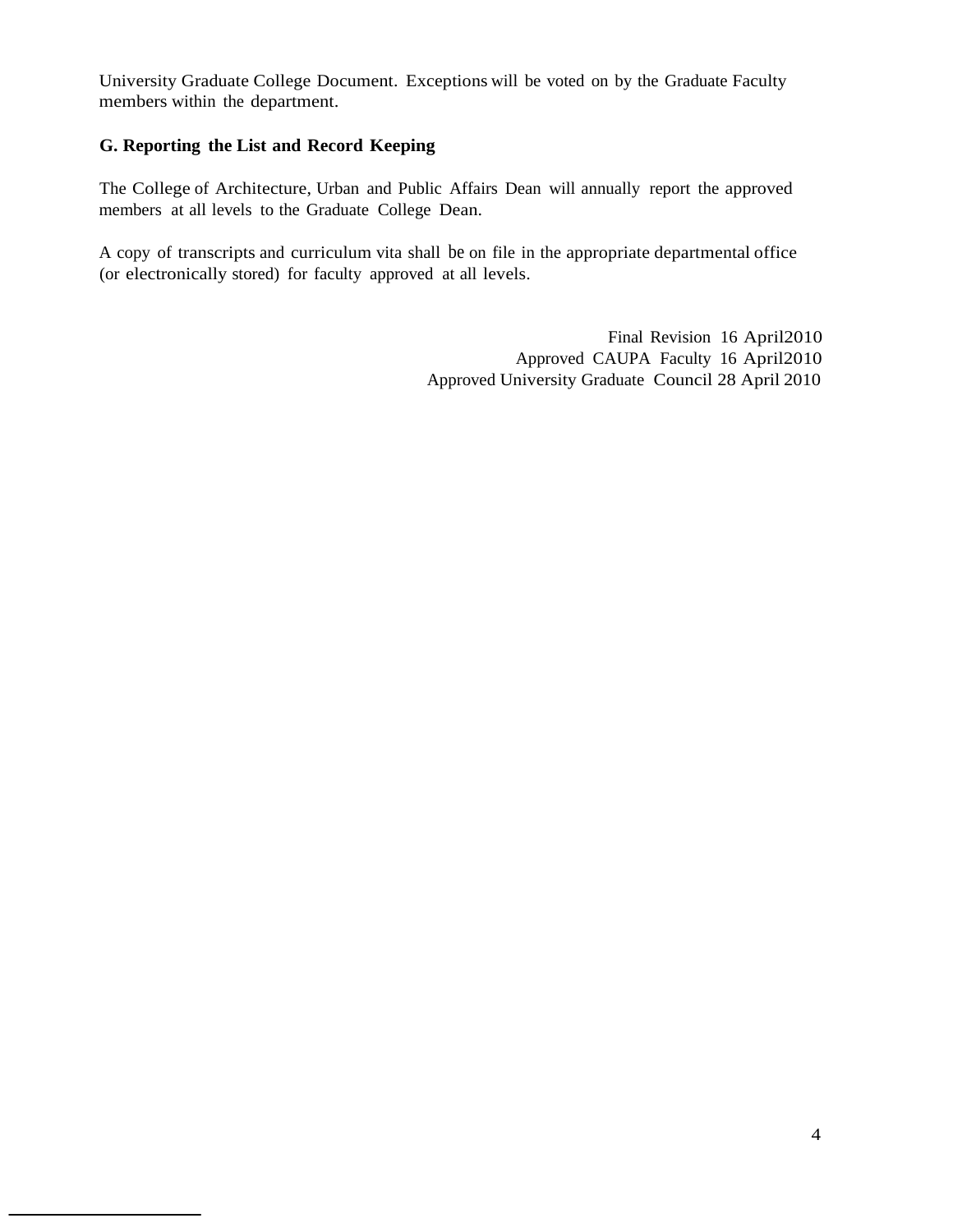University Graduate College Document. Exceptions will be voted on by the Graduate Faculty members within the department.

### G. Reporting the List and Record Keeping

The College of Architecture, Urban and Public Affairs Dean will annually report the approved members at all levels to the Graduate College Dean.

A copy of transcripts and curriculum vita shall be on file in the appropriate departmental office (or electronically stored) for faculty approved at all levels.

Final Revision 16 April2010
Approved CAUPA Faculty 16 April2010
Approved University Graduate Council 28 April 2010